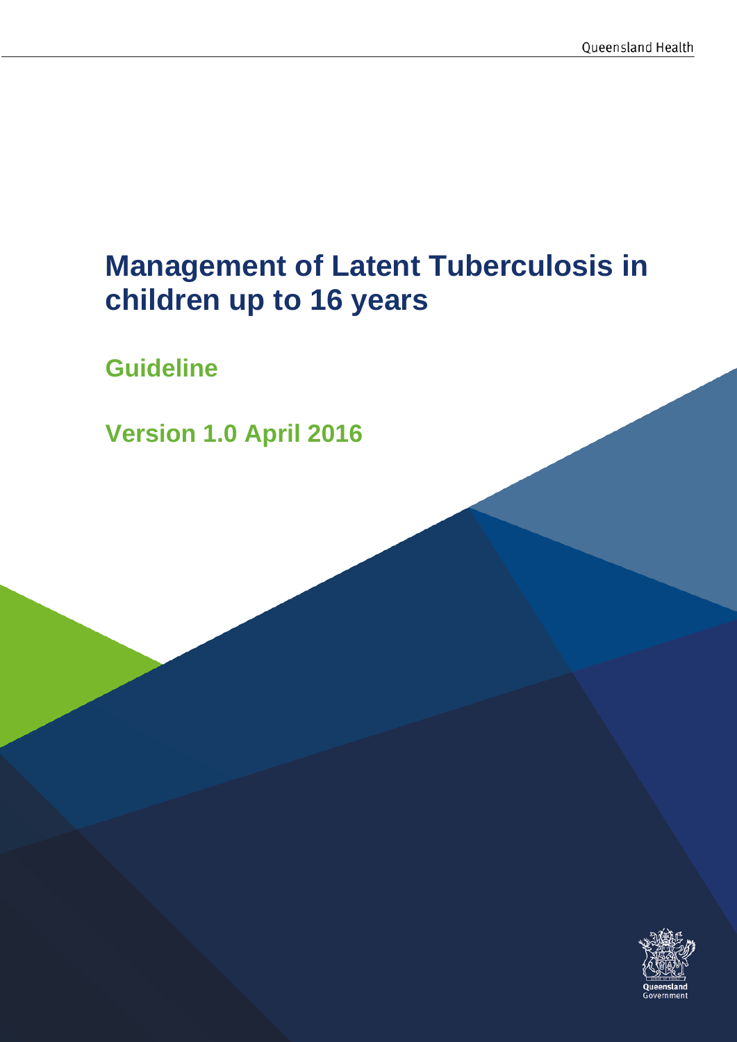# Management of Latent Tuberculosis in children up to 16 years

## Guideline

## Version 1.0 April 2016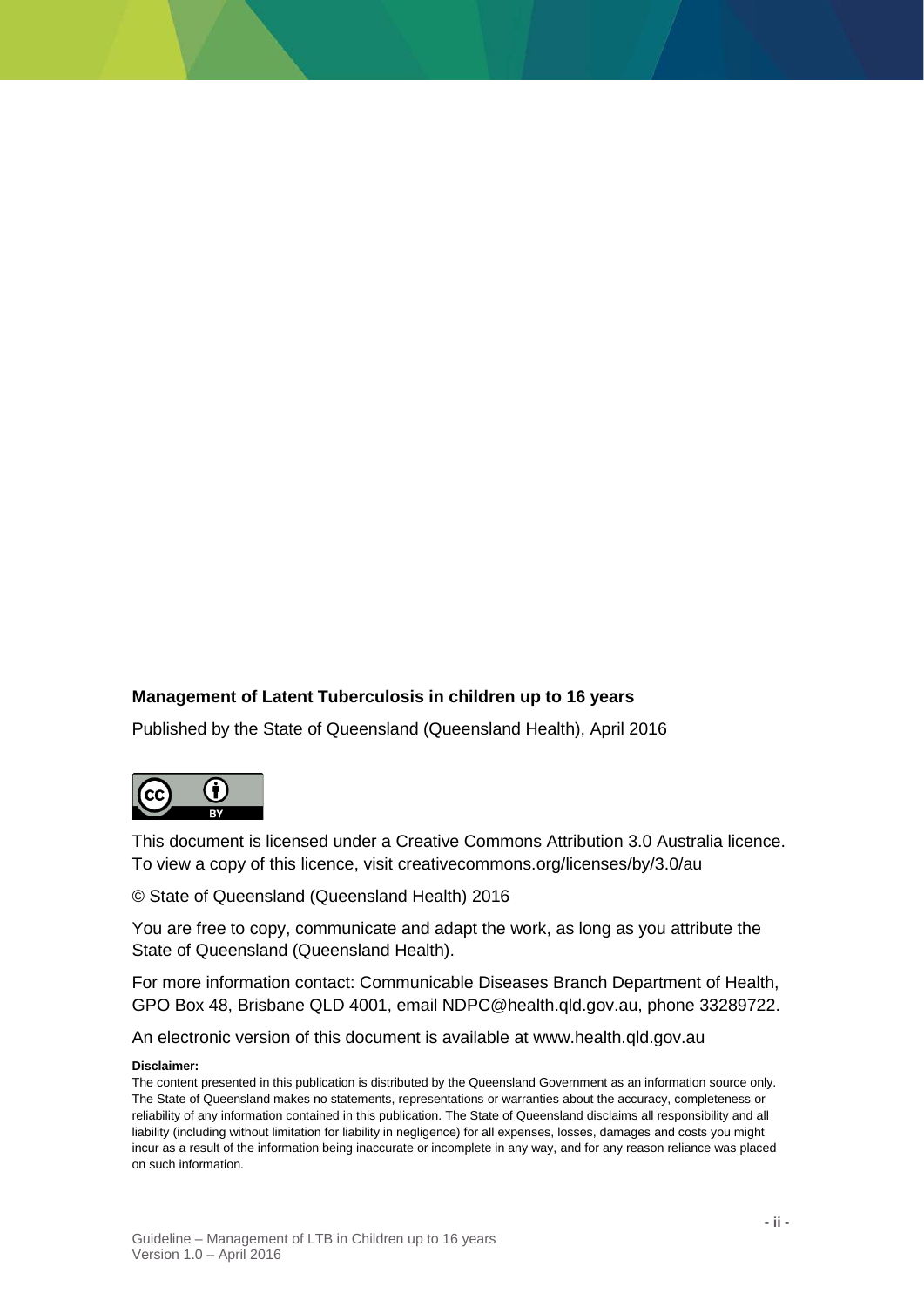**Management of Latent Tuberculosis in children up to 16 years**

Published by the State of Queensland (Queensland Health), April 2016

This document is licensed under a Creative Commons Attribution 3.0 Australia licence. To view a copy of this licence, visit creativecommons.org/licenses/by/3.0/au

© State of Queensland (Queensland Health) 2016

You are free to copy, communicate and adapt the work, as long as you attribute the State of Queensland (Queensland Health).

For more information contact: Communicable Diseases Branch Department of Health, GPO Box 48, Brisbane QLD 4001, email NDPC@health.qld.gov.au, phone 33289722.

An electronic version of this document is available at www.health.qld.gov.au

**Disclaimer:**

The content presented in this publication is distributed by the Queensland Government as an information source only. The State of Queensland makes no statements, representations or warranties about the accuracy, completeness or reliability of any information contained in this publication. The State of Queensland disclaims all responsibility and all liability (including without limitation for liability in negligence) for all expenses, losses, damages and costs you might incur as a result of the information being inaccurate or incomplete in any way, and for any reason reliance was placed on such information.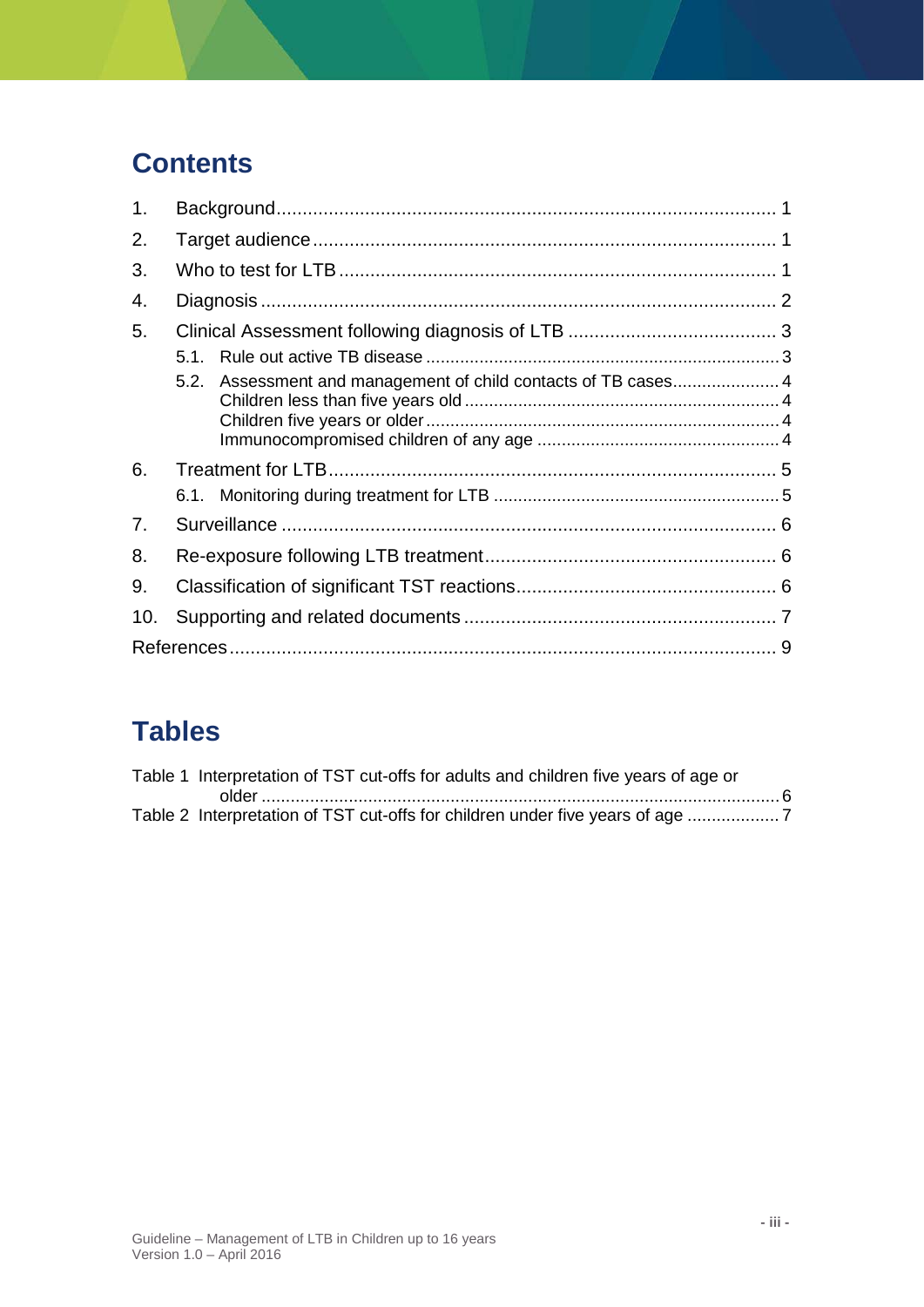# Contents

1. Background ............................................................................................... 1
2. Target audience ......................................................................................... 1
3. Who to test for LTB .................................................................................... 1
4. Diagnosis .................................................................................................. 2
5. Clinical Assessment following diagnosis of LTB ........................................ 3
   - 5.1. Rule out active TB disease ......................................................................... 3
   - 5.2. Assessment and management of child contacts of TB cases...................... 4
     - Children less than five years old ................................................................ 4
     - Children five years or older ......................................................................... 4
     - Immunocompromised children of any age .................................................. 4
6. Treatment for LTB...................................................................................... 5
   - 6.1. Monitoring during treatment for LTB ........................................................... 5
7. Surveillance ............................................................................................... 6
8. Re-exposure following LTB treatment........................................................ 6
9. Classification of significant TST reactions.................................................. 6
10. Supporting and related documents ............................................................ 7

References........................................................................................................ 9

# Tables

Table 1 Interpretation of TST cut-offs for adults and children five years of age or older .......................................................................................................... 6

Table 2 Interpretation of TST cut-offs for children under five years of age .................. 7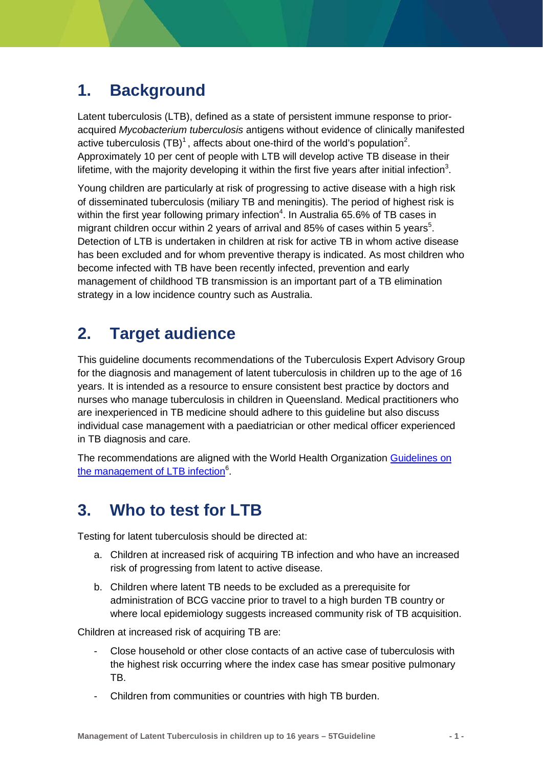## 1. Background

Latent tuberculosis (LTB), defined as a state of persistent immune response to prior-acquired *Mycobacterium tuberculosis* antigens without evidence of clinically manifested active tuberculosis (TB)[1], affects about one-third of the world's population[2]. Approximately 10 per cent of people with LTB will develop active TB disease in their lifetime, with the majority developing it within the first five years after initial infection[3].

Young children are particularly at risk of progressing to active disease with a high risk of disseminated tuberculosis (miliary TB and meningitis). The period of highest risk is within the first year following primary infection[4]. In Australia 65.6% of TB cases in migrant children occur within 2 years of arrival and 85% of cases within 5 years[5]. Detection of LTB is undertaken in children at risk for active TB in whom active disease has been excluded and for whom preventive therapy is indicated. As most children who become infected with TB have been recently infected, prevention and early management of childhood TB transmission is an important part of a TB elimination strategy in a low incidence country such as Australia.

## 2. Target audience

This guideline documents recommendations of the Tuberculosis Expert Advisory Group for the diagnosis and management of latent tuberculosis in children up to the age of 16 years. It is intended as a resource to ensure consistent best practice by doctors and nurses who manage tuberculosis in children in Queensland. Medical practitioners who are inexperienced in TB medicine should adhere to this guideline but also discuss individual case management with a paediatrician or other medical officer experienced in TB diagnosis and care.

The recommendations are aligned with the World Health Organization Guidelines on the management of LTB infection[6].

## 3. Who to test for LTB

Testing for latent tuberculosis should be directed at:

a. Children at increased risk of acquiring TB infection and who have an increased risk of progressing from latent to active disease.
b. Children where latent TB needs to be excluded as a prerequisite for administration of BCG vaccine prior to travel to a high burden TB country or where local epidemiology suggests increased community risk of TB acquisition.

Children at increased risk of acquiring TB are:

- Close household or other close contacts of an active case of tuberculosis with the highest risk occurring where the index case has smear positive pulmonary TB.
- Children from communities or countries with high TB burden.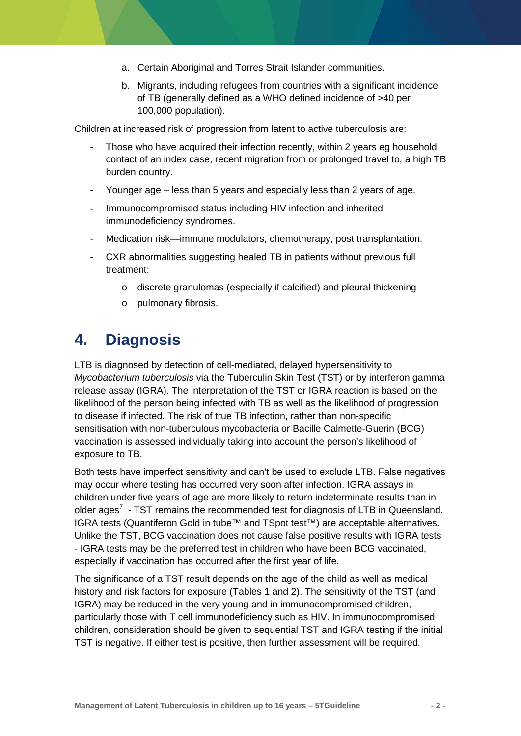a. Certain Aboriginal and Torres Strait Islander communities.

b. Migrants, including refugees from countries with a significant incidence of TB (generally defined as a WHO defined incidence of >40 per 100,000 population).

Children at increased risk of progression from latent to active tuberculosis are:

- Those who have acquired their infection recently, within 2 years eg household contact of an index case, recent migration from or prolonged travel to, a high TB burden country.
- Younger age – less than 5 years and especially less than 2 years of age.
- Immunocompromised status including HIV infection and inherited immunodeficiency syndromes.
- Medication risk—immune modulators, chemotherapy, post transplantation.
- CXR abnormalities suggesting healed TB in patients without previous full treatment:
  - discrete granulomas (especially if calcified) and pleural thickening
  - pulmonary fibrosis.

# 4. Diagnosis

LTB is diagnosed by detection of cell-mediated, delayed hypersensitivity to *Mycobacterium tuberculosis* via the Tuberculin Skin Test (TST) or by interferon gamma release assay (IGRA). The interpretation of the TST or IGRA reaction is based on the likelihood of the person being infected with TB as well as the likelihood of progression to disease if infected. The risk of true TB infection, rather than non-specific sensitisation with non-tuberculous mycobacteria or Bacille Calmette-Guerin (BCG) vaccination is assessed individually taking into account the person's likelihood of exposure to TB.

Both tests have imperfect sensitivity and can't be used to exclude LTB. False negatives may occur where testing has occurred very soon after infection. IGRA assays in children under five years of age are more likely to return indeterminate results than in older ages[7] - TST remains the recommended test for diagnosis of LTB in Queensland. IGRA tests (Quantiferon Gold in tube™ and TSpot test™) are acceptable alternatives. Unlike the TST, BCG vaccination does not cause false positive results with IGRA tests - IGRA tests may be the preferred test in children who have been BCG vaccinated, especially if vaccination has occurred after the first year of life.

The significance of a TST result depends on the age of the child as well as medical history and risk factors for exposure (Tables 1 and 2). The sensitivity of the TST (and IGRA) may be reduced in the very young and in immunocompromised children, particularly those with T cell immunodeficiency such as HIV. In immunocompromised children, consideration should be given to sequential TST and IGRA testing if the initial TST is negative. If either test is positive, then further assessment will be required.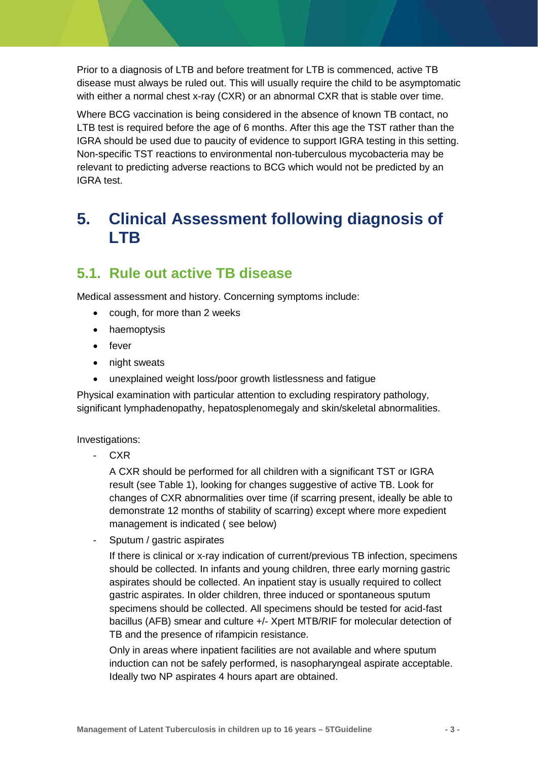Prior to a diagnosis of LTB and before treatment for LTB is commenced, active TB disease must always be ruled out. This will usually require the child to be asymptomatic with either a normal chest x-ray (CXR) or an abnormal CXR that is stable over time.

Where BCG vaccination is being considered in the absence of known TB contact, no LTB test is required before the age of 6 months. After this age the TST rather than the IGRA should be used due to paucity of evidence to support IGRA testing in this setting. Non-specific TST reactions to environmental non-tuberculous mycobacteria may be relevant to predicting adverse reactions to BCG which would not be predicted by an IGRA test.

# 5. Clinical Assessment following diagnosis of LTB

## 5.1. Rule out active TB disease

Medical assessment and history. Concerning symptoms include:

- cough, for more than 2 weeks
- haemoptysis
- fever
- night sweats
- unexplained weight loss/poor growth listlessness and fatigue

Physical examination with particular attention to excluding respiratory pathology, significant lymphadenopathy, hepatosplenomegaly and skin/skeletal abnormalities.

Investigations:

- CXR

  A CXR should be performed for all children with a significant TST or IGRA result (see Table 1), looking for changes suggestive of active TB. Look for changes of CXR abnormalities over time (if scarring present, ideally be able to demonstrate 12 months of stability of scarring) except where more expedient management is indicated ( see below)

- Sputum / gastric aspirates

  If there is clinical or x-ray indication of current/previous TB infection, specimens should be collected. In infants and young children, three early morning gastric aspirates should be collected. An inpatient stay is usually required to collect gastric aspirates. In older children, three induced or spontaneous sputum specimens should be collected. All specimens should be tested for acid-fast bacillus (AFB) smear and culture +/- Xpert MTB/RIF for molecular detection of TB and the presence of rifampicin resistance.

  Only in areas where inpatient facilities are not available and where sputum induction can not be safely performed, is nasopharyngeal aspirate acceptable. Ideally two NP aspirates 4 hours apart are obtained.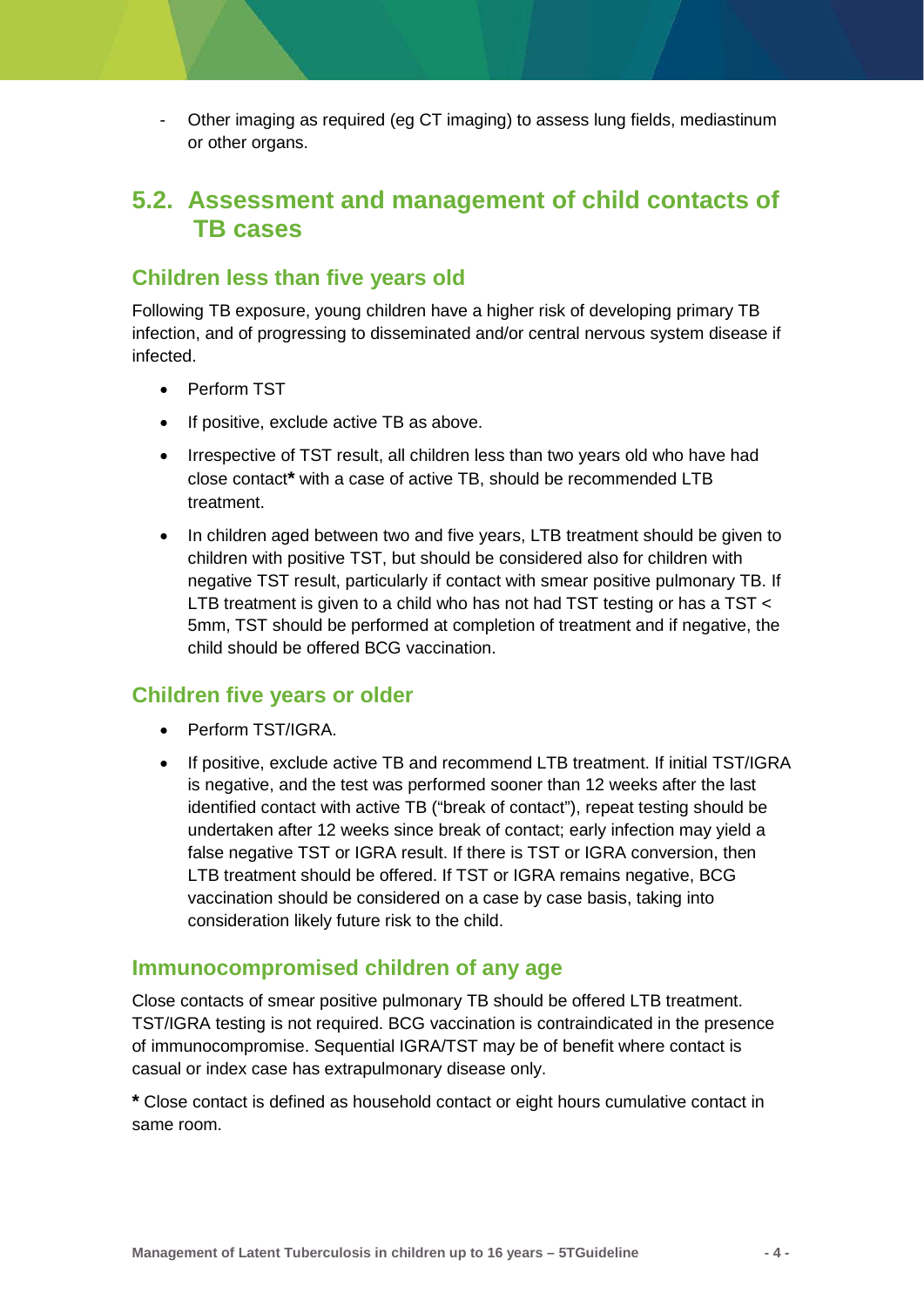- Other imaging as required (eg CT imaging) to assess lung fields, mediastinum or other organs.

## 5.2. Assessment and management of child contacts of TB cases

### Children less than five years old

Following TB exposure, young children have a higher risk of developing primary TB infection, and of progressing to disseminated and/or central nervous system disease if infected.

- Perform TST
- If positive, exclude active TB as above.
- Irrespective of TST result, all children less than two years old who have had close contact**\*** with a case of active TB, should be recommended LTB treatment.
- In children aged between two and five years, LTB treatment should be given to children with positive TST, but should be considered also for children with negative TST result, particularly if contact with smear positive pulmonary TB. If LTB treatment is given to a child who has not had TST testing or has a TST < 5mm, TST should be performed at completion of treatment and if negative, the child should be offered BCG vaccination.

### Children five years or older

- Perform TST/IGRA.
- If positive, exclude active TB and recommend LTB treatment. If initial TST/IGRA is negative, and the test was performed sooner than 12 weeks after the last identified contact with active TB ("break of contact"), repeat testing should be undertaken after 12 weeks since break of contact; early infection may yield a false negative TST or IGRA result. If there is TST or IGRA conversion, then LTB treatment should be offered. If TST or IGRA remains negative, BCG vaccination should be considered on a case by case basis, taking into consideration likely future risk to the child.

### Immunocompromised children of any age

Close contacts of smear positive pulmonary TB should be offered LTB treatment. TST/IGRA testing is not required. BCG vaccination is contraindicated in the presence of immunocompromise. Sequential IGRA/TST may be of benefit where contact is casual or index case has extrapulmonary disease only.

**\*** Close contact is defined as household contact or eight hours cumulative contact in same room.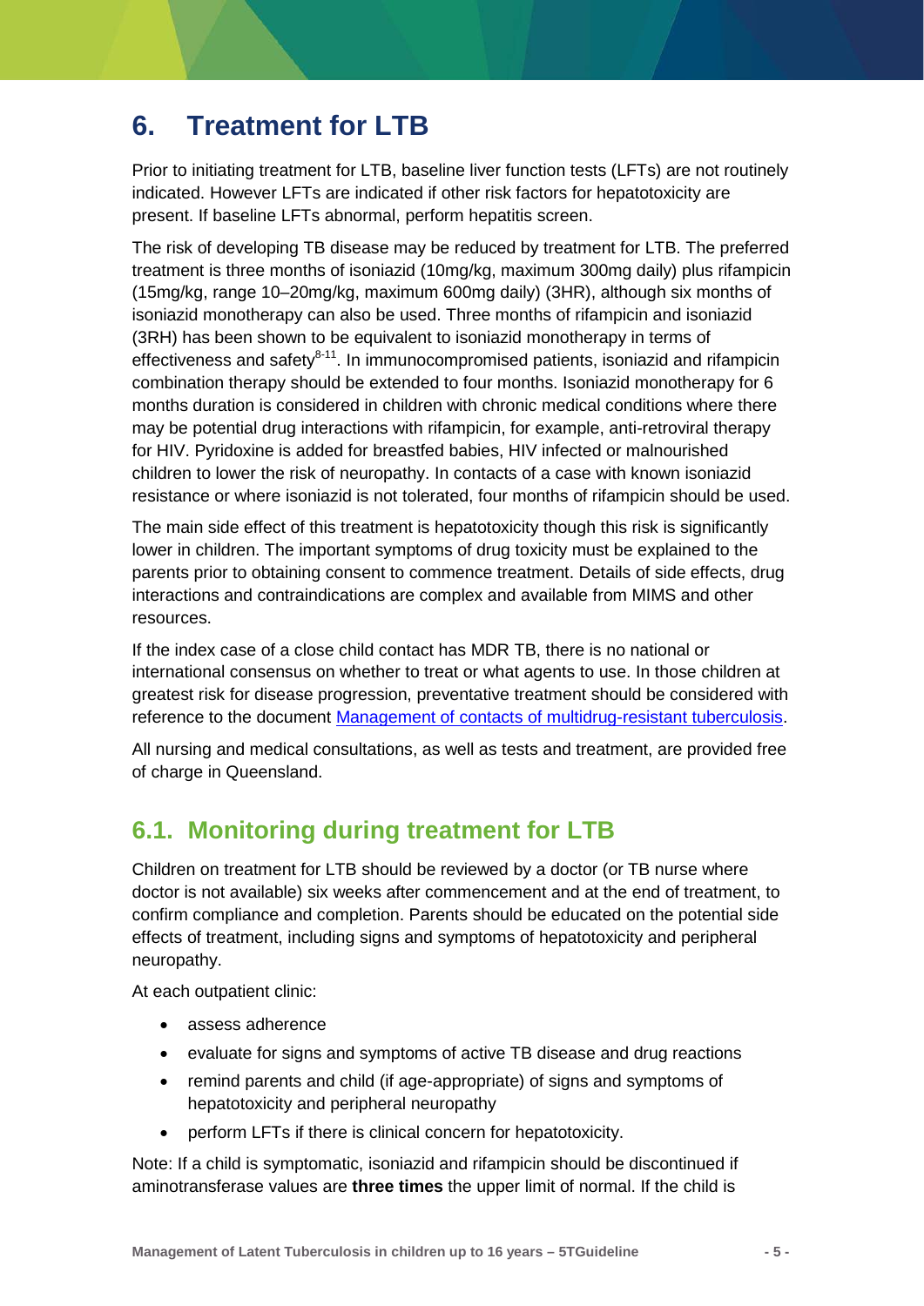# 6. Treatment for LTB

Prior to initiating treatment for LTB, baseline liver function tests (LFTs) are not routinely indicated. However LFTs are indicated if other risk factors for hepatotoxicity are present. If baseline LFTs abnormal, perform hepatitis screen.

The risk of developing TB disease may be reduced by treatment for LTB. The preferred treatment is three months of isoniazid (10mg/kg, maximum 300mg daily) plus rifampicin (15mg/kg, range 10–20mg/kg, maximum 600mg daily) (3HR), although six months of isoniazid monotherapy can also be used. Three months of rifampicin and isoniazid (3RH) has been shown to be equivalent to isoniazid monotherapy in terms of effectiveness and safety[8-11]. In immunocompromised patients, isoniazid and rifampicin combination therapy should be extended to four months. Isoniazid monotherapy for 6 months duration is considered in children with chronic medical conditions where there may be potential drug interactions with rifampicin, for example, anti-retroviral therapy for HIV. Pyridoxine is added for breastfed babies, HIV infected or malnourished children to lower the risk of neuropathy. In contacts of a case with known isoniazid resistance or where isoniazid is not tolerated, four months of rifampicin should be used.

The main side effect of this treatment is hepatotoxicity though this risk is significantly lower in children. The important symptoms of drug toxicity must be explained to the parents prior to obtaining consent to commence treatment. Details of side effects, drug interactions and contraindications are complex and available from MIMS and other resources.

If the index case of a close child contact has MDR TB, there is no national or international consensus on whether to treat or what agents to use. In those children at greatest risk for disease progression, preventative treatment should be considered with reference to the document [Management of contacts of multidrug-resistant tuberculosis](#).

All nursing and medical consultations, as well as tests and treatment, are provided free of charge in Queensland.

## 6.1. Monitoring during treatment for LTB

Children on treatment for LTB should be reviewed by a doctor (or TB nurse where doctor is not available) six weeks after commencement and at the end of treatment, to confirm compliance and completion. Parents should be educated on the potential side effects of treatment, including signs and symptoms of hepatotoxicity and peripheral neuropathy.

At each outpatient clinic:

- assess adherence
- evaluate for signs and symptoms of active TB disease and drug reactions
- remind parents and child (if age-appropriate) of signs and symptoms of hepatotoxicity and peripheral neuropathy
- perform LFTs if there is clinical concern for hepatotoxicity.

Note: If a child is symptomatic, isoniazid and rifampicin should be discontinued if aminotransferase values are **three times** the upper limit of normal. If the child is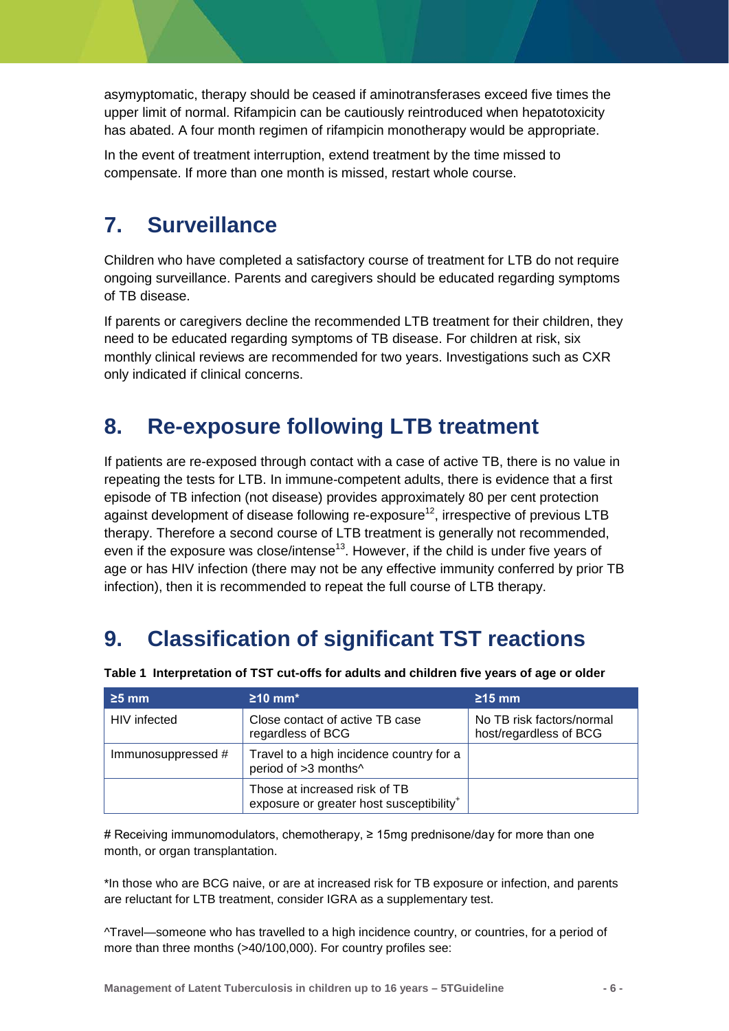asymyptomatic, therapy should be ceased if aminotransferases exceed five times the upper limit of normal. Rifampicin can be cautiously reintroduced when hepatotoxicity has abated. A four month regimen of rifampicin monotherapy would be appropriate.

In the event of treatment interruption, extend treatment by the time missed to compensate. If more than one month is missed, restart whole course.

# 7. Surveillance

Children who have completed a satisfactory course of treatment for LTB do not require ongoing surveillance. Parents and caregivers should be educated regarding symptoms of TB disease.

If parents or caregivers decline the recommended LTB treatment for their children, they need to be educated regarding symptoms of TB disease. For children at risk, six monthly clinical reviews are recommended for two years. Investigations such as CXR only indicated if clinical concerns.

# 8. Re-exposure following LTB treatment

If patients are re-exposed through contact with a case of active TB, there is no value in repeating the tests for LTB. In immune-competent adults, there is evidence that a first episode of TB infection (not disease) provides approximately 80 per cent protection against development of disease following re-exposure[12], irrespective of previous LTB therapy. Therefore a second course of LTB treatment is generally not recommended, even if the exposure was close/intense[13]. However, if the child is under five years of age or has HIV infection (there may not be any effective immunity conferred by prior TB infection), then it is recommended to repeat the full course of LTB therapy.

# 9. Classification of significant TST reactions

**Table 1 Interpretation of TST cut-offs for adults and children five years of age or older**

| ≥5 mm | ≥10 mm* | ≥15 mm |
|---|---|---|
| HIV infected | Close contact of active TB case regardless of BCG | No TB risk factors/normal host/regardless of BCG |
| Immunosuppressed # | Travel to a high incidence country for a period of >3 months^ | |
| | Those at increased risk of TB exposure or greater host susceptibility[+] | |

# Receiving immunomodulators, chemotherapy, ≥ 15mg prednisone/day for more than one month, or organ transplantation.

*In those who are BCG naive, or are at increased risk for TB exposure or infection, and parents are reluctant for LTB treatment, consider IGRA as a supplementary test.

^Travel—someone who has travelled to a high incidence country, or countries, for a period of more than three months (>40/100,000). For country profiles see: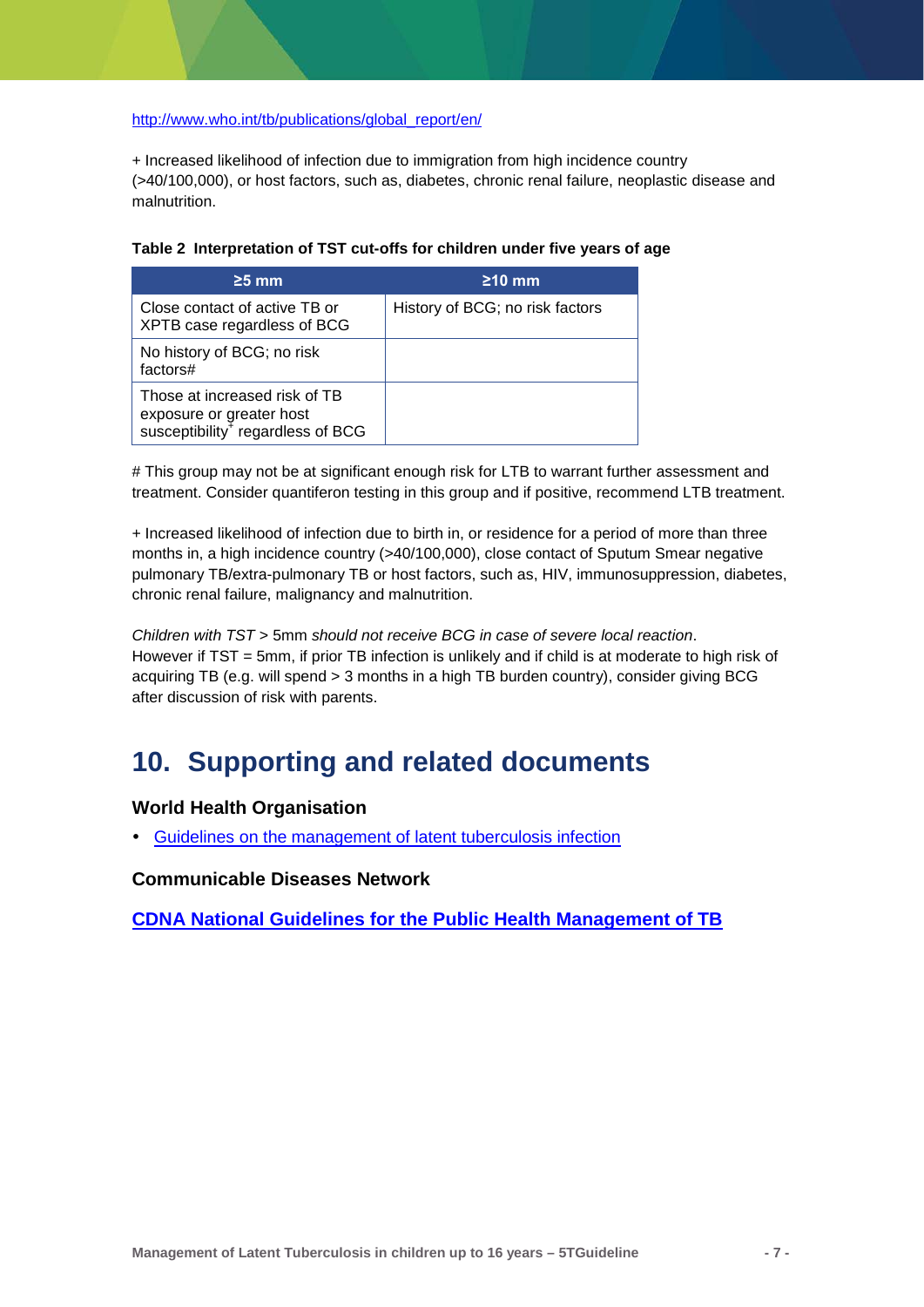http://www.who.int/tb/publications/global_report/en/

+ Increased likelihood of infection due to immigration from high incidence country (>40/100,000), or host factors, such as, diabetes, chronic renal failure, neoplastic disease and malnutrition.

**Table 2 Interpretation of TST cut-offs for children under five years of age**

| ≥5 mm | ≥10 mm |
|---|---|
| Close contact of active TB or XPTB case regardless of BCG | History of BCG; no risk factors |
| No history of BCG; no risk factors# | |
| Those at increased risk of TB exposure or greater host susceptibility+ regardless of BCG | |

# This group may not be at significant enough risk for LTB to warrant further assessment and treatment. Consider quantiferon testing in this group and if positive, recommend LTB treatment.

+ Increased likelihood of infection due to birth in, or residence for a period of more than three months in, a high incidence country (>40/100,000), close contact of Sputum Smear negative pulmonary TB/extra-pulmonary TB or host factors, such as, HIV, immunosuppression, diabetes, chronic renal failure, malignancy and malnutrition.

*Children with TST* > 5mm *should not receive BCG in case of severe local reaction*. However if TST = 5mm, if prior TB infection is unlikely and if child is at moderate to high risk of acquiring TB (e.g. will spend > 3 months in a high TB burden country), consider giving BCG after discussion of risk with parents.

# 10. Supporting and related documents

### World Health Organisation

- Guidelines on the management of latent tuberculosis infection

### Communicable Diseases Network

**CDNA National Guidelines for the Public Health Management of TB**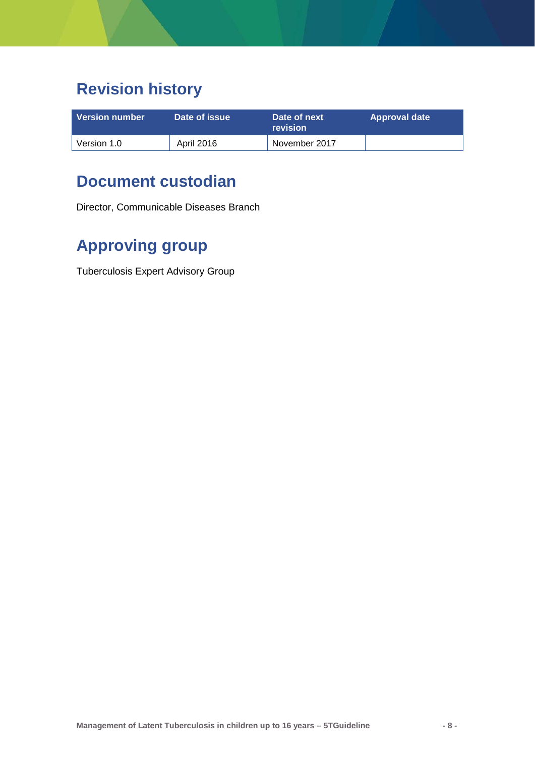# Revision history

| Version number | Date of issue | Date of next revision | Approval date |
|---|---|---|---|
| Version 1.0 | April 2016 | November 2017 | |

# Document custodian

Director, Communicable Diseases Branch

# Approving group

Tuberculosis Expert Advisory Group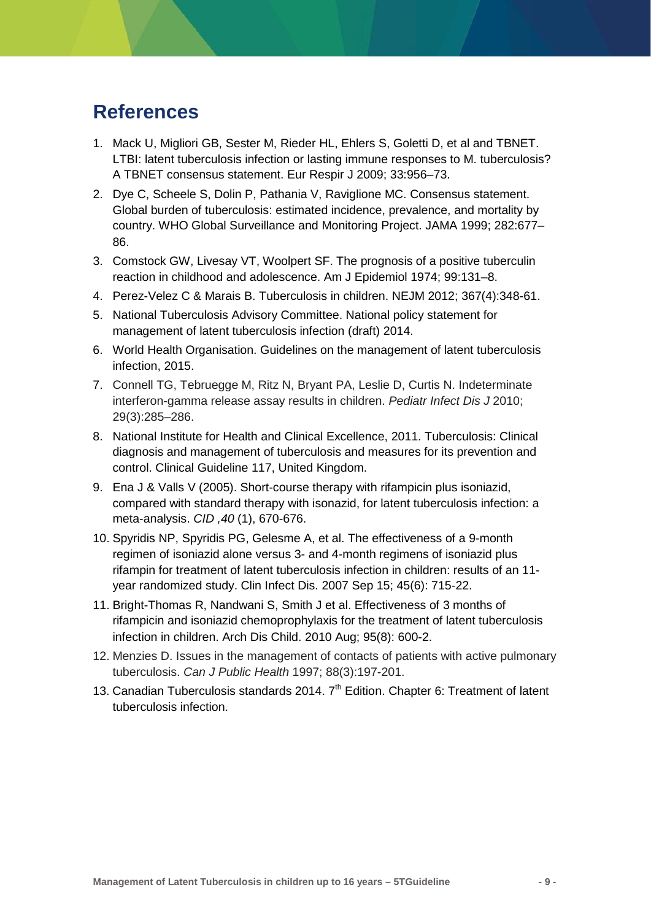## References

1. Mack U, Migliori GB, Sester M, Rieder HL, Ehlers S, Goletti D, et al and TBNET. LTBI: latent tuberculosis infection or lasting immune responses to M. tuberculosis? A TBNET consensus statement. Eur Respir J 2009; 33:956–73.
2. Dye C, Scheele S, Dolin P, Pathania V, Raviglione MC. Consensus statement. Global burden of tuberculosis: estimated incidence, prevalence, and mortality by country. WHO Global Surveillance and Monitoring Project. JAMA 1999; 282:677–86.
3. Comstock GW, Livesay VT, Woolpert SF. The prognosis of a positive tuberculin reaction in childhood and adolescence. Am J Epidemiol 1974; 99:131–8.
4. Perez-Velez C & Marais B. Tuberculosis in children. NEJM 2012; 367(4):348-61.
5. National Tuberculosis Advisory Committee. National policy statement for management of latent tuberculosis infection (draft) 2014.
6. World Health Organisation. Guidelines on the management of latent tuberculosis infection, 2015.
7. Connell TG, Tebruegge M, Ritz N, Bryant PA, Leslie D, Curtis N. Indeterminate interferon-gamma release assay results in children. *Pediatr Infect Dis J* 2010; 29(3):285–286.
8. National Institute for Health and Clinical Excellence, 2011. Tuberculosis: Clinical diagnosis and management of tuberculosis and measures for its prevention and control. Clinical Guideline 117, United Kingdom.
9. Ena J & Valls V (2005). Short-course therapy with rifampicin plus isoniazid, compared with standard therapy with isonazid, for latent tuberculosis infection: a meta-analysis. *CID ,40* (1), 670-676.
10. Spyridis NP, Spyridis PG, Gelesme A, et al. The effectiveness of a 9-month regimen of isoniazid alone versus 3- and 4-month regimens of isoniazid plus rifampin for treatment of latent tuberculosis infection in children: results of an 11-year randomized study. Clin Infect Dis. 2007 Sep 15; 45(6): 715-22.
11. Bright-Thomas R, Nandwani S, Smith J et al. Effectiveness of 3 months of rifampicin and isoniazid chemoprophylaxis for the treatment of latent tuberculosis infection in children. Arch Dis Child. 2010 Aug; 95(8): 600-2.
12. Menzies D. Issues in the management of contacts of patients with active pulmonary tuberculosis. *Can J Public Health* 1997; 88(3):197-201.
13. Canadian Tuberculosis standards 2014. 7th Edition. Chapter 6: Treatment of latent tuberculosis infection.